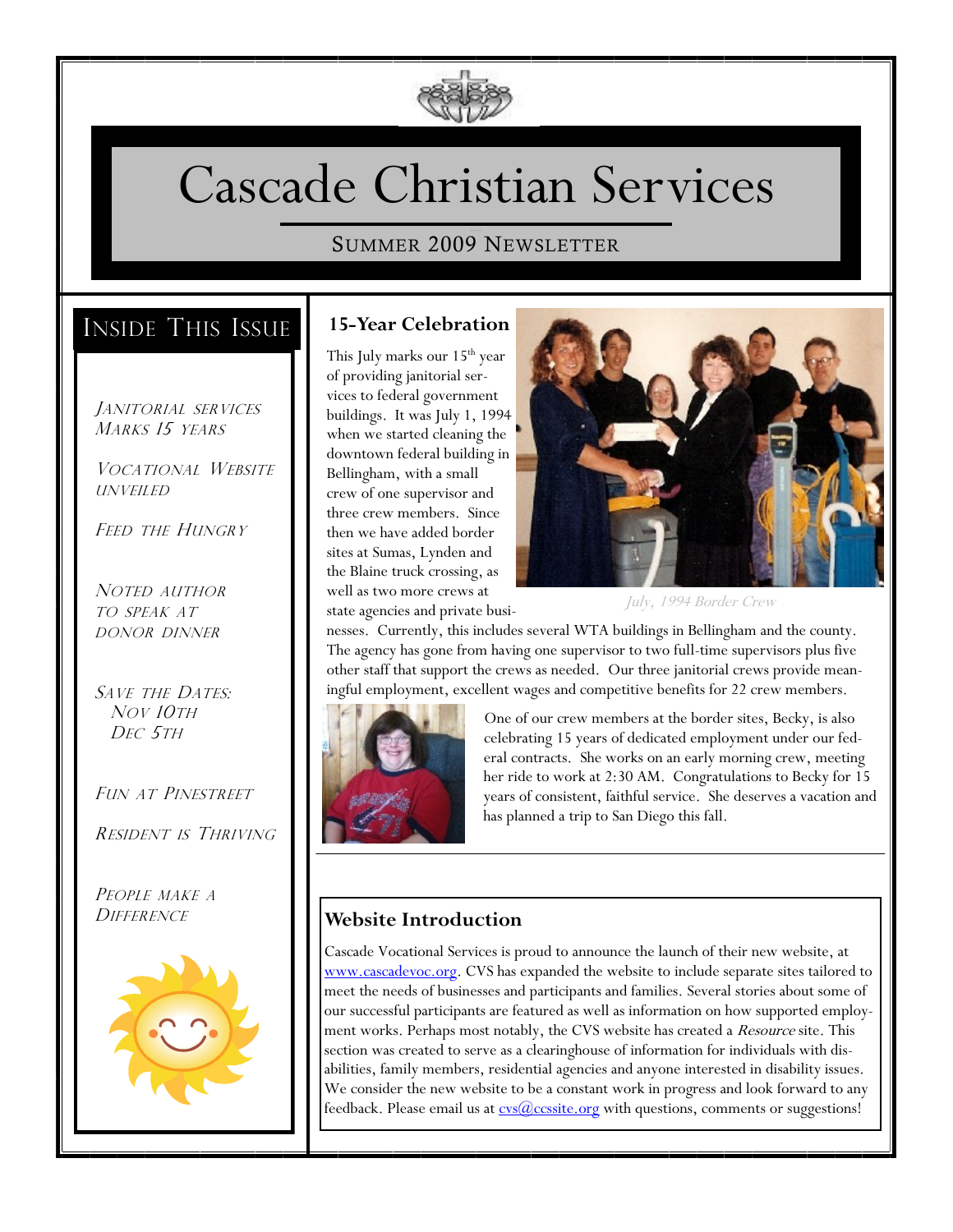# Cascade Christian Services

## Summer 2009 Newsletter

## Inside This Issue

*Janitorial Services Marks 15 Years*

*Vocational Website Unveiled*

*Feed the Hungry*

*Noted Author to Speak at Donor Dinner*

*Save the Dates: Nov 10th Dec 5th*

*Fun at Pinestreet*

*Resident is Thriving*

*People Make a Difference*

### 15-Year Celebration

This July marks our 15th year of providing janitorial services to federal government buildings. It was July 1, 1994 when we started cleaning the downtown federal building in Bellingham, with a small crew of one supervisor and three crew members. Since then we have added border sites at Sumas, Lynden and the Blaine truck crossing, as well as two more crews at state agencies and private businesses. Currently, this includes several WTA buildings in Bellingham and the county. The agency has gone from having one supervisor to two full-time supervisors plus five other staff that support the crews as needed. Our three janitorial crews provide meaningful employment, excellent wages and competitive benefits for 22 crew members.

*July, 1994 Border Crew*

One of our crew members at the border sites, Becky, is also celebrating 15 years of dedicated employment under our federal contracts. She works on an early morning crew, meeting her ride to work at 2:30 AM. Congratulations to Becky for 15 years of consistent, faithful service. She deserves a vacation and has planned a trip to San Diego this fall.

### Website Introduction

Cascade Vocational Services is proud to announce the launch of their new website, at www.cascadevoc.org. CVS has expanded the website to include separate sites tailored to meet the needs of businesses and participants and families. Several stories about some of our successful participants are featured as well as information on how supported employment works. Perhaps most notably, the CVS website has created a *Resource* site. This section was created to serve as a clearinghouse of information for individuals with disabilities, family members, residential agencies and anyone interested in disability issues. We consider the new website to be a constant work in progress and look forward to any feedback. Please email us at cvs@ccssite.org with questions, comments or suggestions!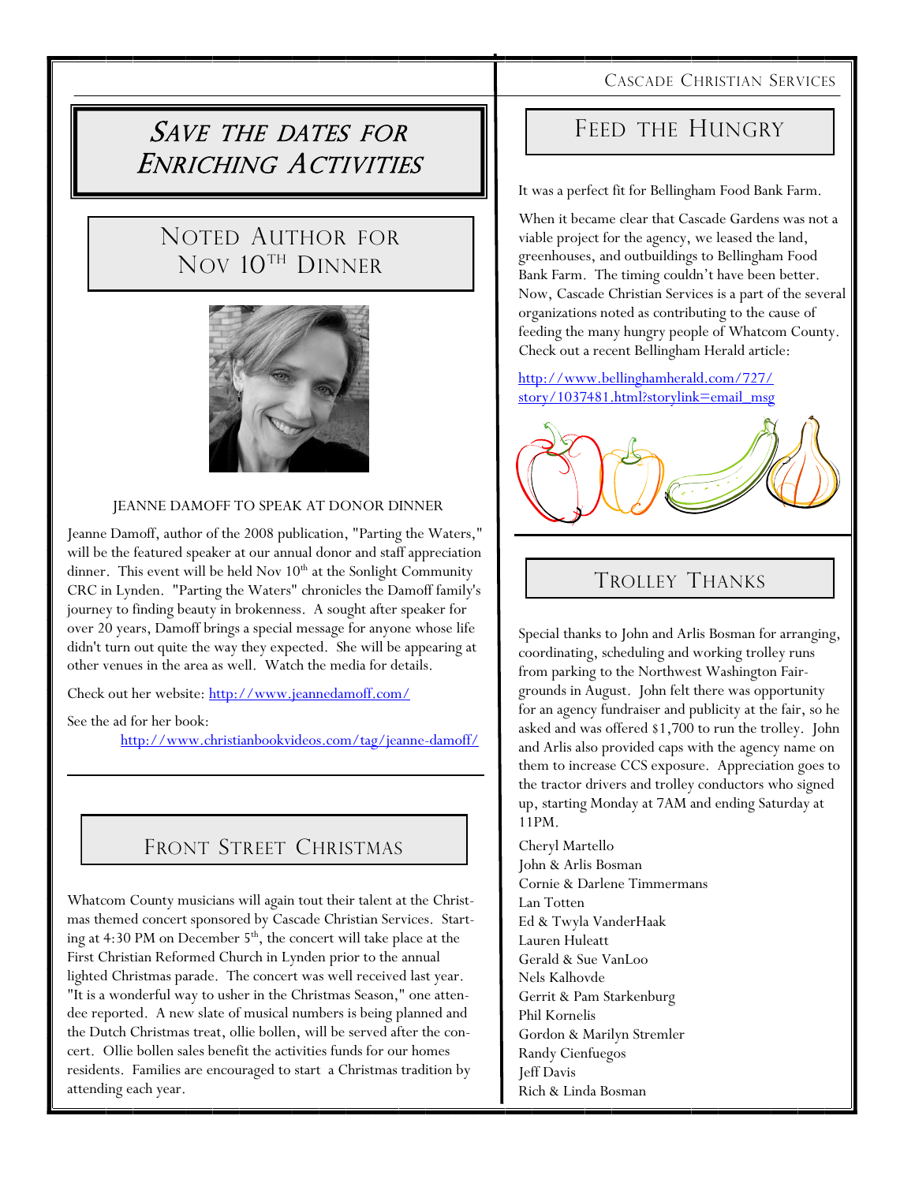# Save the Dates for Enriching Activities

## Noted Author for Nov 10th Dinner

JEANNE DAMOFF TO SPEAK AT DONOR DINNER

Jeanne Damoff, author of the 2008 publication, "Parting the Waters," will be the featured speaker at our annual donor and staff appreciation dinner. This event will be held Nov 10th at the Sonlight Community CRC in Lynden. "Parting the Waters" chronicles the Damoff family's journey to finding beauty in brokenness. A sought after speaker for over 20 years, Damoff brings a special message for anyone whose life didn't turn out quite the way they expected. She will be appearing at other venues in the area as well. Watch the media for details.

Check out her website: http://www.jeannedamoff.com/

See the ad for her book:
http://www.christianbookvideos.com/tag/jeanne-damoff/

## Front Street Christmas

Whatcom County musicians will again tout their talent at the Christmas themed concert sponsored by Cascade Christian Services. Starting at 4:30 PM on December 5th, the concert will take place at the First Christian Reformed Church in Lynden prior to the annual lighted Christmas parade. The concert was well received last year. "It is a wonderful way to usher in the Christmas Season," one attendee reported. A new slate of musical numbers is being planned and the Dutch Christmas treat, ollie bollen, will be served after the concert. Ollie bollen sales benefit the activities funds for our homes residents. Families are encouraged to start a Christmas tradition by attending each year.

## Feed the Hungry

It was a perfect fit for Bellingham Food Bank Farm.

When it became clear that Cascade Gardens was not a viable project for the agency, we leased the land, greenhouses, and outbuildings to Bellingham Food Bank Farm. The timing couldn't have been better. Now, Cascade Christian Services is a part of the several organizations noted as contributing to the cause of feeding the many hungry people of Whatcom County. Check out a recent Bellingham Herald article:

http://www.bellinghamherald.com/727/story/1037481.html?storylink=email_msg

## Trolley Thanks

Special thanks to John and Arlis Bosman for arranging, coordinating, scheduling and working trolley runs from parking to the Northwest Washington Fairgrounds in August. John felt there was opportunity for an agency fundraiser and publicity at the fair, so he asked and was offered $1,700 to run the trolley. John and Arlis also provided caps with the agency name on them to increase CCS exposure. Appreciation goes to the tractor drivers and trolley conductors who signed up, starting Monday at 7AM and ending Saturday at 11PM.

Cheryl Martello
John & Arlis Bosman
Cornie & Darlene Timmermans
Lan Totten
Ed & Twyla VanderHaak
Lauren Huleatt
Gerald & Sue VanLoo
Nels Kalhovde
Gerrit & Pam Starkenburg
Phil Kornelis
Gordon & Marilyn Stremler
Randy Cienfuegos
Jeff Davis
Rich & Linda Bosman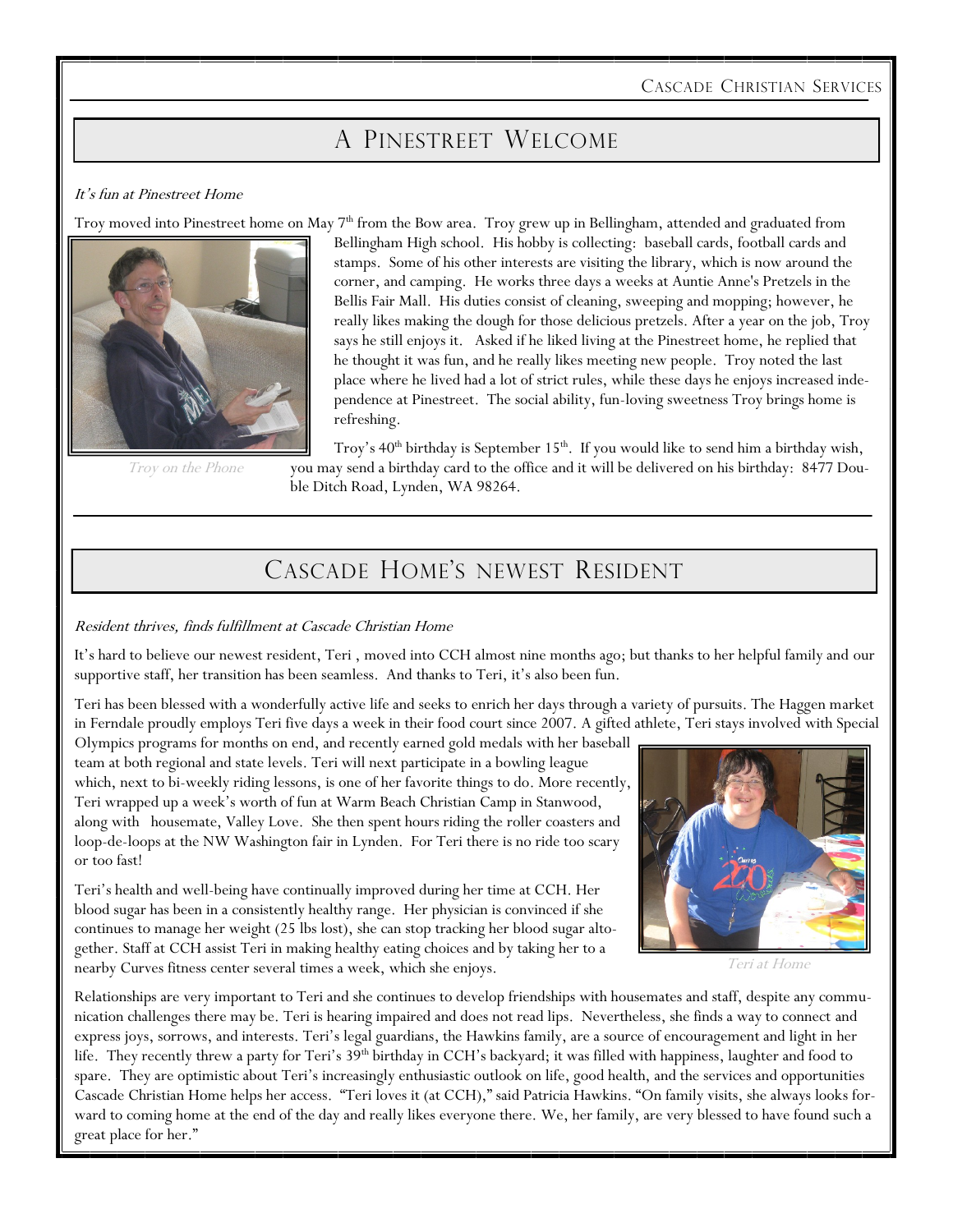## A Pinestreet Welcome

*It's fun at Pinestreet Home*

Troy moved into Pinestreet home on May 7th from the Bow area. Troy grew up in Bellingham, attended and graduated from Bellingham High school. His hobby is collecting: baseball cards, football cards and stamps. Some of his other interests are visiting the library, which is now around the corner, and camping. He works three days a weeks at Auntie Anne's Pretzels in the Bellis Fair Mall. His duties consist of cleaning, sweeping and mopping; however, he really likes making the dough for those delicious pretzels. After a year on the job, Troy says he still enjoys it. Asked if he liked living at the Pinestreet home, he replied that he thought it was fun, and he really likes meeting new people. Troy noted the last place where he lived had a lot of strict rules, while these days he enjoys increased independence at Pinestreet. The social ability, fun-loving sweetness Troy brings home is refreshing.

Troy on the Phone

Troy's 40th birthday is September 15th. If you would like to send him a birthday wish, you may send a birthday card to the office and it will be delivered on his birthday: 8477 Double Ditch Road, Lynden, WA 98264.

## Cascade Home's newest Resident

*Resident thrives, finds fulfillment at Cascade Christian Home*

It's hard to believe our newest resident, Teri , moved into CCH almost nine months ago; but thanks to her helpful family and our supportive staff, her transition has been seamless. And thanks to Teri, it's also been fun.

Teri has been blessed with a wonderfully active life and seeks to enrich her days through a variety of pursuits. The Haggen market in Ferndale proudly employs Teri five days a week in their food court since 2007. A gifted athlete, Teri stays involved with Special Olympics programs for months on end, and recently earned gold medals with her baseball team at both regional and state levels. Teri will next participate in a bowling league which, next to bi-weekly riding lessons, is one of her favorite things to do. More recently, Teri wrapped up a week's worth of fun at Warm Beach Christian Camp in Stanwood, along with housemate, Valley Love. She then spent hours riding the roller coasters and loop-de-loops at the NW Washington fair in Lynden. For Teri there is no ride too scary or too fast!

Teri's health and well-being have continually improved during her time at CCH. Her blood sugar has been in a consistently healthy range. Her physician is convinced if she continues to manage her weight (25 lbs lost), she can stop tracking her blood sugar altogether. Staff at CCH assist Teri in making healthy eating choices and by taking her to a nearby Curves fitness center several times a week, which she enjoys.

Teri at Home

Relationships are very important to Teri and she continues to develop friendships with housemates and staff, despite any communication challenges there may be. Teri is hearing impaired and does not read lips. Nevertheless, she finds a way to connect and express joys, sorrows, and interests. Teri's legal guardians, the Hawkins family, are a source of encouragement and light in her life. They recently threw a party for Teri's 39th birthday in CCH's backyard; it was filled with happiness, laughter and food to spare. They are optimistic about Teri's increasingly enthusiastic outlook on life, good health, and the services and opportunities Cascade Christian Home helps her access. "Teri loves it (at CCH)," said Patricia Hawkins. "On family visits, she always looks forward to coming home at the end of the day and really likes everyone there. We, her family, are very blessed to have found such a great place for her."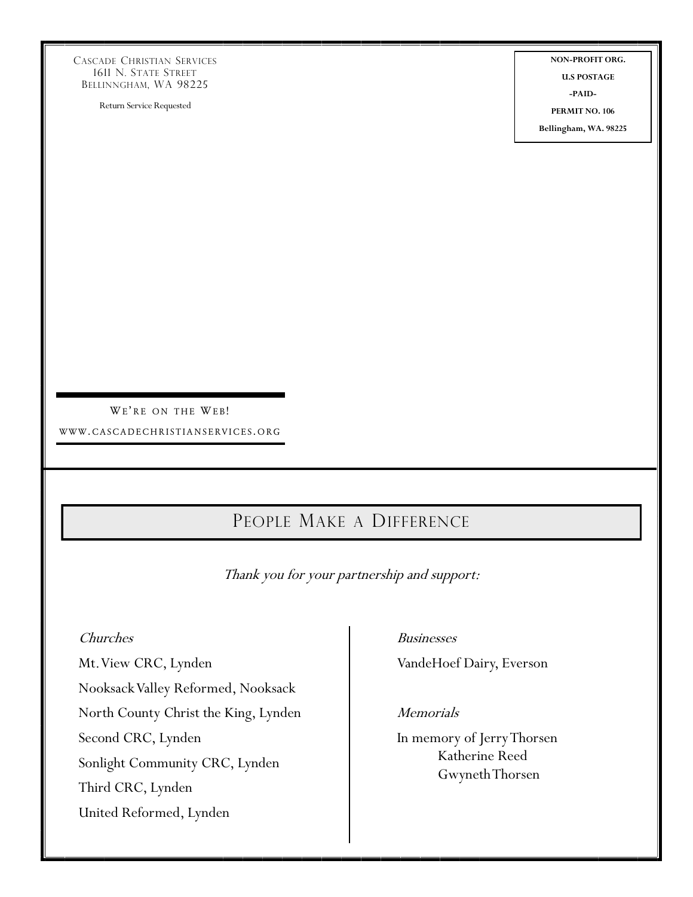Cascade Christian Services
1611 N. State Street
Bellinngham, WA 98225

Return Service Requested

NON-PROFIT ORG.
U.S POSTAGE
-PAID-
PERMIT NO. 106
Bellingham, WA. 98225

We're on the Web!
www.cascadechristianservices.org

## People Make a Difference

*Thank you for your partnership and support:*

*Churches*

Mt. View CRC, Lynden

Nooksack Valley Reformed, Nooksack

North County Christ the King, Lynden

Second CRC, Lynden

Sonlight Community CRC, Lynden

Third CRC, Lynden

United Reformed, Lynden

*Businesses*

VandeHoef Dairy, Everson

*Memorials*

In memory of Jerry Thorsen
Katherine Reed
Gwyneth Thorsen